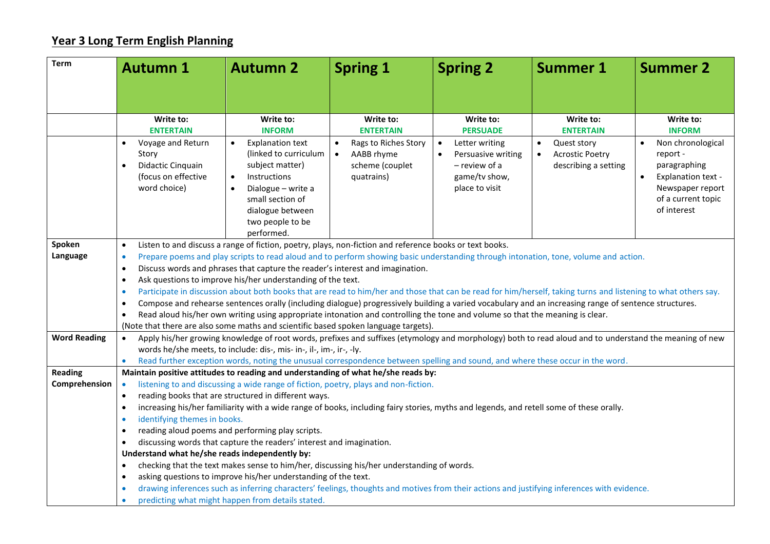## Year 3 Long Term English Planning

| Term | Autumn 1 | Autumn 2 | Spring 1 | Spring 2 | Summer 1 | Summer 2 |
|---|---|---|---|---|---|---|
| | **Write to: ENTERTAIN** | **Write to: INFORM** | **Write to: ENTERTAIN** | **Write to: PERSUADE** | **Write to: ENTERTAIN** | **Write to: INFORM** |
| | • Voyage and Return Story<br>• Didactic Cinquain (focus on effective word choice) | • Explanation text (linked to curriculum subject matter)<br>• Instructions<br>• Dialogue – write a small section of dialogue between two people to be performed. | • Rags to Riches Story<br>• AABB rhyme scheme (couplet quatrains) | • Letter writing<br>• Persuasive writing – review of a game/tv show, place to visit | • Quest story<br>• Acrostic Poetry describing a setting | • Non chronological report - paragraphing<br>• Explanation text - Newspaper report of a current topic of interest |
| **Spoken Language** | • Listen to and discuss a range of fiction, poetry, plays, non-fiction and reference books or text books.<br>• Prepare poems and play scripts to read aloud and to perform showing basic understanding through intonation, tone, volume and action.<br>• Discuss words and phrases that capture the reader's interest and imagination.<br>• Ask questions to improve his/her understanding of the text.<br>• Participate in discussion about both books that are read to him/her and those that can be read for him/herself, taking turns and listening to what others say.<br>• Compose and rehearse sentences orally (including dialogue) progressively building a varied vocabulary and an increasing range of sentence structures.<br>• Read aloud his/her own writing using appropriate intonation and controlling the tone and volume so that the meaning is clear.<br>(Note that there are also some maths and scientific based spoken language targets). | | | | | |
| **Word Reading** | • Apply his/her growing knowledge of root words, prefixes and suffixes (etymology and morphology) both to read aloud and to understand the meaning of new words he/she meets, to include: dis-, mis- in-, il-, im-, ir-, -ly.<br>• Read further exception words, noting the unusual correspondence between spelling and sound, and where these occur in the word. | | | | | |
| **Reading Comprehension** | **Maintain positive attitudes to reading and understanding of what he/she reads by:**<br>• listening to and discussing a wide range of fiction, poetry, plays and non-fiction.<br>• reading books that are structured in different ways.<br>• increasing his/her familiarity with a wide range of books, including fairy stories, myths and legends, and retell some of these orally.<br>• identifying themes in books.<br>• reading aloud poems and performing play scripts.<br>• discussing words that capture the readers' interest and imagination.<br>**Understand what he/she reads independently by:**<br>• checking that the text makes sense to him/her, discussing his/her understanding of words.<br>• asking questions to improve his/her understanding of the text.<br>• drawing inferences such as inferring characters' feelings, thoughts and motives from their actions and justifying inferences with evidence.<br>• predicting what might happen from details stated. | | | | | |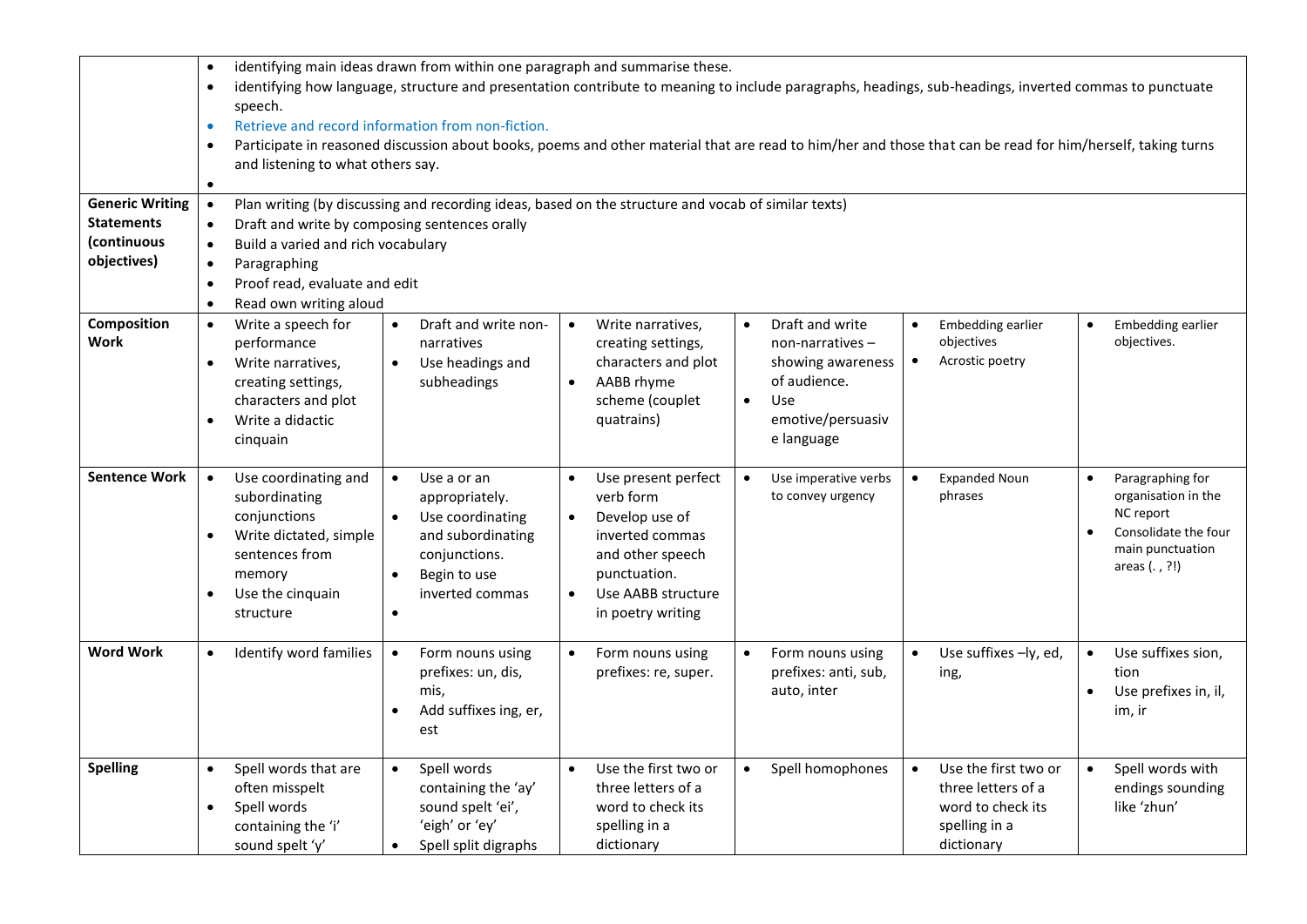| | | | | | | |
|---|---|---|---|---|---|---|
| | • identifying main ideas drawn from within one paragraph and summarise these.<br>• identifying how language, structure and presentation contribute to meaning to include paragraphs, headings, sub-headings, inverted commas to punctuate speech.<br>• Retrieve and record information from non-fiction.<br>• Participate in reasoned discussion about books, poems and other material that are read to him/her and those that can be read for him/herself, taking turns and listening to what others say.<br>• | | | | | |
| **Generic Writing Statements (continuous objectives)** | • Plan writing (by discussing and recording ideas, based on the structure and vocab of similar texts)<br>• Draft and write by composing sentences orally<br>• Build a varied and rich vocabulary<br>• Paragraphing<br>• Proof read, evaluate and edit<br>• Read own writing aloud | | | | | |
| **Composition Work** | • Write a speech for performance<br>• Write narratives, creating settings, characters and plot<br>• Write a didactic cinquain | • Draft and write non-narratives<br>• Use headings and subheadings | • Write narratives, creating settings, characters and plot<br>• AABB rhyme scheme (couplet quatrains) | • Draft and write non-narratives – showing awareness of audience.<br>• Use emotive/persuasive language | • Embedding earlier objectives<br>• Acrostic poetry | • Embedding earlier objectives. |
| **Sentence Work** | • Use coordinating and subordinating conjunctions<br>• Write dictated, simple sentences from memory<br>• Use the cinquain structure | • Use a or an appropriately.<br>• Use coordinating and subordinating conjunctions.<br>• Begin to use inverted commas<br>• | • Use present perfect verb form<br>• Develop use of inverted commas and other speech punctuation.<br>• Use AABB structure in poetry writing | • Use imperative verbs to convey urgency | • Expanded Noun phrases | • Paragraphing for organisation in the NC report<br>• Consolidate the four main punctuation areas (. , ?!) |
| **Word Work** | • Identify word families | • Form nouns using prefixes: un, dis, mis,<br>• Add suffixes ing, er, est | • Form nouns using prefixes: re, super. | • Form nouns using prefixes: anti, sub, auto, inter | • Use suffixes –ly, ed, ing, | • Use suffixes sion, tion<br>• Use prefixes in, il, im, ir |
| **Spelling** | • Spell words that are often misspelt<br>• Spell words containing the 'i' sound spelt 'y' | • Spell words containing the 'ay' sound spelt 'ei', 'eigh' or 'ey'<br>• Spell split digraphs | • Use the first two or three letters of a word to check its spelling in a dictionary | • Spell homophones | • Use the first two or three letters of a word to check its spelling in a dictionary | • Spell words with endings sounding like 'zhun' |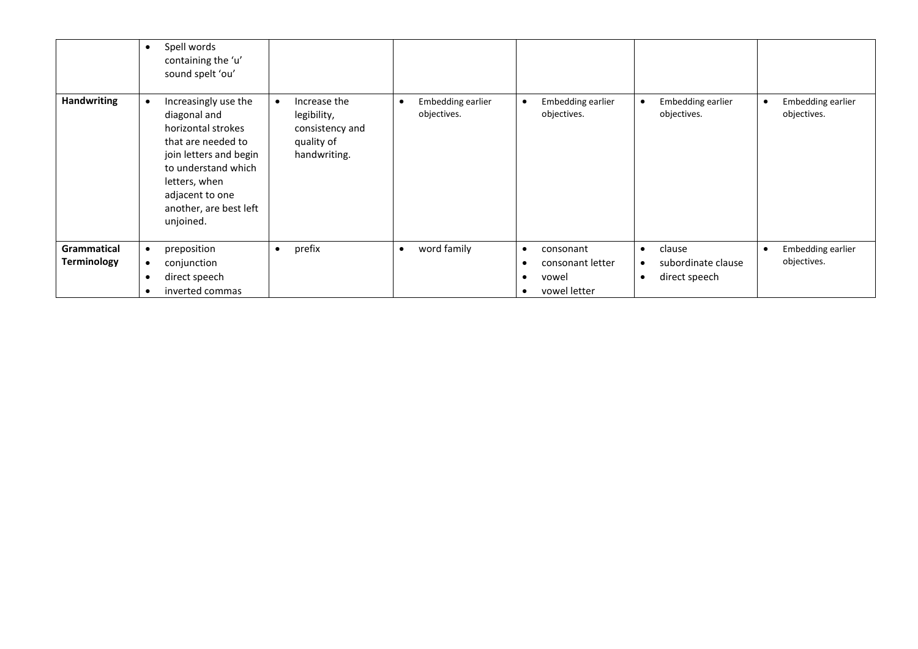| | | | | | | |
|---|---|---|---|---|---|---|
| | • Spell words containing the 'u' sound spelt 'ou' | | | | | |
| **Handwriting** | • Increasingly use the diagonal and horizontal strokes that are needed to join letters and begin to understand which letters, when adjacent to one another, are best left unjoined. | • Increase the legibility, consistency and quality of handwriting. | • Embedding earlier objectives. | • Embedding earlier objectives. | • Embedding earlier objectives. | • Embedding earlier objectives. |
| **Grammatical Terminology** | • preposition<br>• conjunction<br>• direct speech<br>• inverted commas | • prefix | • word family | • consonant<br>• consonant letter<br>• vowel<br>• vowel letter | • clause<br>• subordinate clause<br>• direct speech | • Embedding earlier objectives. |